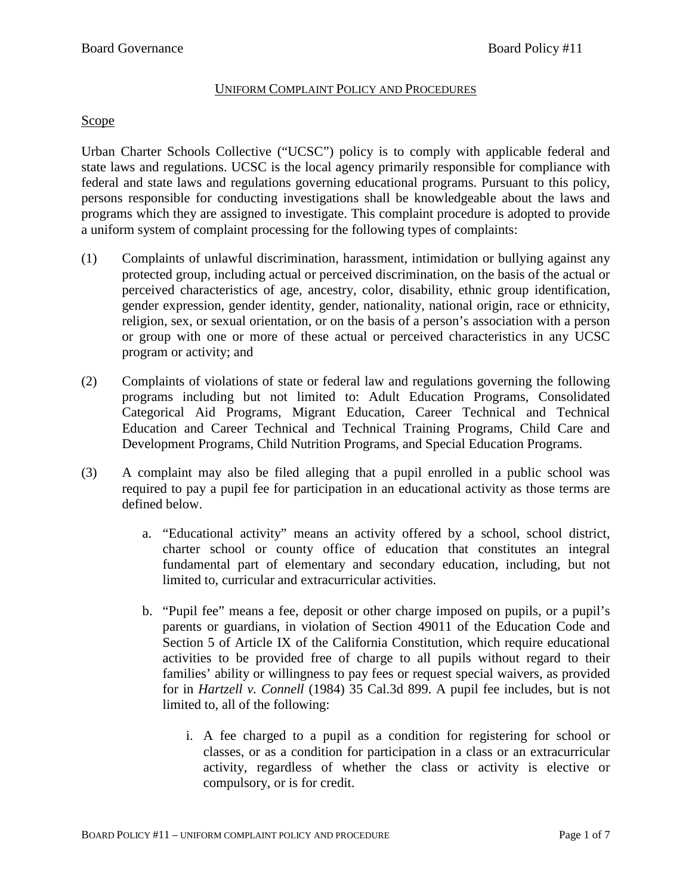# UNIFORM COMPLAINT POLICY AND PROCEDURES

## Scope

Urban Charter Schools Collective ("UCSC") policy is to comply with applicable federal and state laws and regulations. UCSC is the local agency primarily responsible for compliance with federal and state laws and regulations governing educational programs. Pursuant to this policy, persons responsible for conducting investigations shall be knowledgeable about the laws and programs which they are assigned to investigate. This complaint procedure is adopted to provide a uniform system of complaint processing for the following types of complaints:

(1) Complaints of unlawful discrimination, harassment, intimidation or bullying against any protected group, including actual or perceived discrimination, on the basis of the actual or perceived characteristics of age, ancestry, color, disability, ethnic group identification, gender expression, gender identity, gender, nationality, national origin, race or ethnicity, religion, sex, or sexual orientation, or on the basis of a person's association with a person or group with one or more of these actual or perceived characteristics in any UCSC program or activity; and

(2) Complaints of violations of state or federal law and regulations governing the following programs including but not limited to: Adult Education Programs, Consolidated Categorical Aid Programs, Migrant Education, Career Technical and Technical Education and Career Technical and Technical Training Programs, Child Care and Development Programs, Child Nutrition Programs, and Special Education Programs.

(3) A complaint may also be filed alleging that a pupil enrolled in a public school was required to pay a pupil fee for participation in an educational activity as those terms are defined below.

   a. "Educational activity" means an activity offered by a school, school district, charter school or county office of education that constitutes an integral fundamental part of elementary and secondary education, including, but not limited to, curricular and extracurricular activities.

   b. "Pupil fee" means a fee, deposit or other charge imposed on pupils, or a pupil's parents or guardians, in violation of Section 49011 of the Education Code and Section 5 of Article IX of the California Constitution, which require educational activities to be provided free of charge to all pupils without regard to their families' ability or willingness to pay fees or request special waivers, as provided for in *Hartzell v. Connell* (1984) 35 Cal.3d 899. A pupil fee includes, but is not limited to, all of the following:

      i. A fee charged to a pupil as a condition for registering for school or classes, or as a condition for participation in a class or an extracurricular activity, regardless of whether the class or activity is elective or compulsory, or is for credit.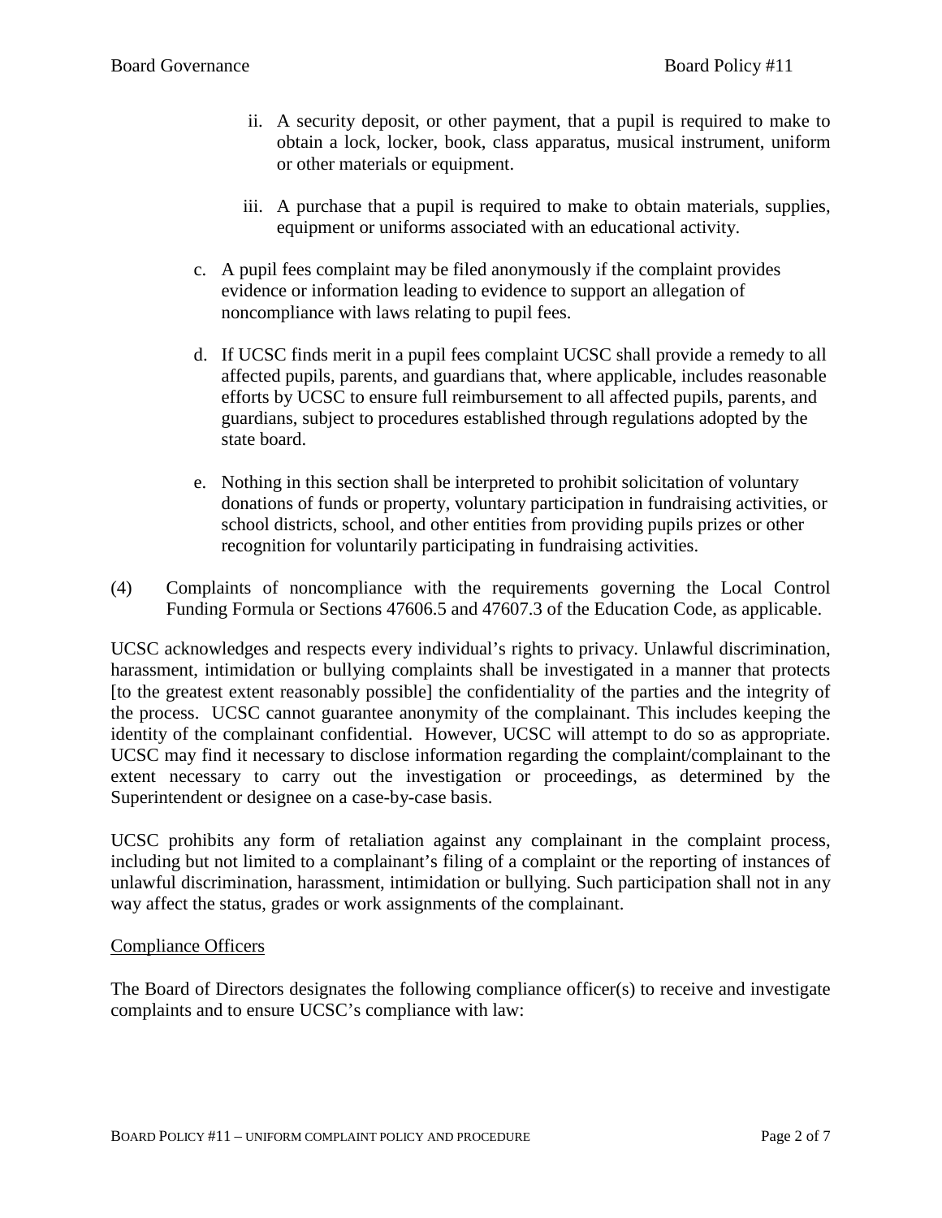ii. A security deposit, or other payment, that a pupil is required to make to obtain a lock, locker, book, class apparatus, musical instrument, uniform or other materials or equipment.

   iii. A purchase that a pupil is required to make to obtain materials, supplies, equipment or uniforms associated with an educational activity.

c. A pupil fees complaint may be filed anonymously if the complaint provides evidence or information leading to evidence to support an allegation of noncompliance with laws relating to pupil fees.

d. If UCSC finds merit in a pupil fees complaint UCSC shall provide a remedy to all affected pupils, parents, and guardians that, where applicable, includes reasonable efforts by UCSC to ensure full reimbursement to all affected pupils, parents, and guardians, subject to procedures established through regulations adopted by the state board.

e. Nothing in this section shall be interpreted to prohibit solicitation of voluntary donations of funds or property, voluntary participation in fundraising activities, or school districts, school, and other entities from providing pupils prizes or other recognition for voluntarily participating in fundraising activities.

(4) Complaints of noncompliance with the requirements governing the Local Control Funding Formula or Sections 47606.5 and 47607.3 of the Education Code, as applicable.

UCSC acknowledges and respects every individual's rights to privacy. Unlawful discrimination, harassment, intimidation or bullying complaints shall be investigated in a manner that protects [to the greatest extent reasonably possible] the confidentiality of the parties and the integrity of the process. UCSC cannot guarantee anonymity of the complainant. This includes keeping the identity of the complainant confidential. However, UCSC will attempt to do so as appropriate. UCSC may find it necessary to disclose information regarding the complaint/complainant to the extent necessary to carry out the investigation or proceedings, as determined by the Superintendent or designee on a case-by-case basis.

UCSC prohibits any form of retaliation against any complainant in the complaint process, including but not limited to a complainant's filing of a complaint or the reporting of instances of unlawful discrimination, harassment, intimidation or bullying. Such participation shall not in any way affect the status, grades or work assignments of the complainant.

<u>Compliance Officers</u>

The Board of Directors designates the following compliance officer(s) to receive and investigate complaints and to ensure UCSC's compliance with law: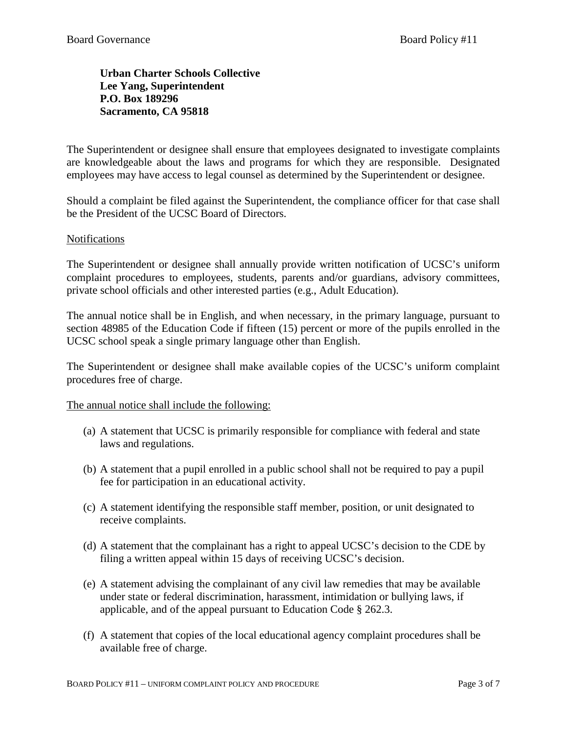**Urban Charter Schools Collective**
**Lee Yang, Superintendent**
**P.O. Box 189296**
**Sacramento, CA 95818**

The Superintendent or designee shall ensure that employees designated to investigate complaints are knowledgeable about the laws and programs for which they are responsible. Designated employees may have access to legal counsel as determined by the Superintendent or designee.

Should a complaint be filed against the Superintendent, the compliance officer for that case shall be the President of the UCSC Board of Directors.

<u>Notifications</u>

The Superintendent or designee shall annually provide written notification of UCSC's uniform complaint procedures to employees, students, parents and/or guardians, advisory committees, private school officials and other interested parties (e.g., Adult Education).

The annual notice shall be in English, and when necessary, in the primary language, pursuant to section 48985 of the Education Code if fifteen (15) percent or more of the pupils enrolled in the UCSC school speak a single primary language other than English.

The Superintendent or designee shall make available copies of the UCSC's uniform complaint procedures free of charge.

<u>The annual notice shall include the following:</u>

(a) A statement that UCSC is primarily responsible for compliance with federal and state laws and regulations.

(b) A statement that a pupil enrolled in a public school shall not be required to pay a pupil fee for participation in an educational activity.

(c) A statement identifying the responsible staff member, position, or unit designated to receive complaints.

(d) A statement that the complainant has a right to appeal UCSC's decision to the CDE by filing a written appeal within 15 days of receiving UCSC's decision.

(e) A statement advising the complainant of any civil law remedies that may be available under state or federal discrimination, harassment, intimidation or bullying laws, if applicable, and of the appeal pursuant to Education Code § 262.3.

(f) A statement that copies of the local educational agency complaint procedures shall be available free of charge.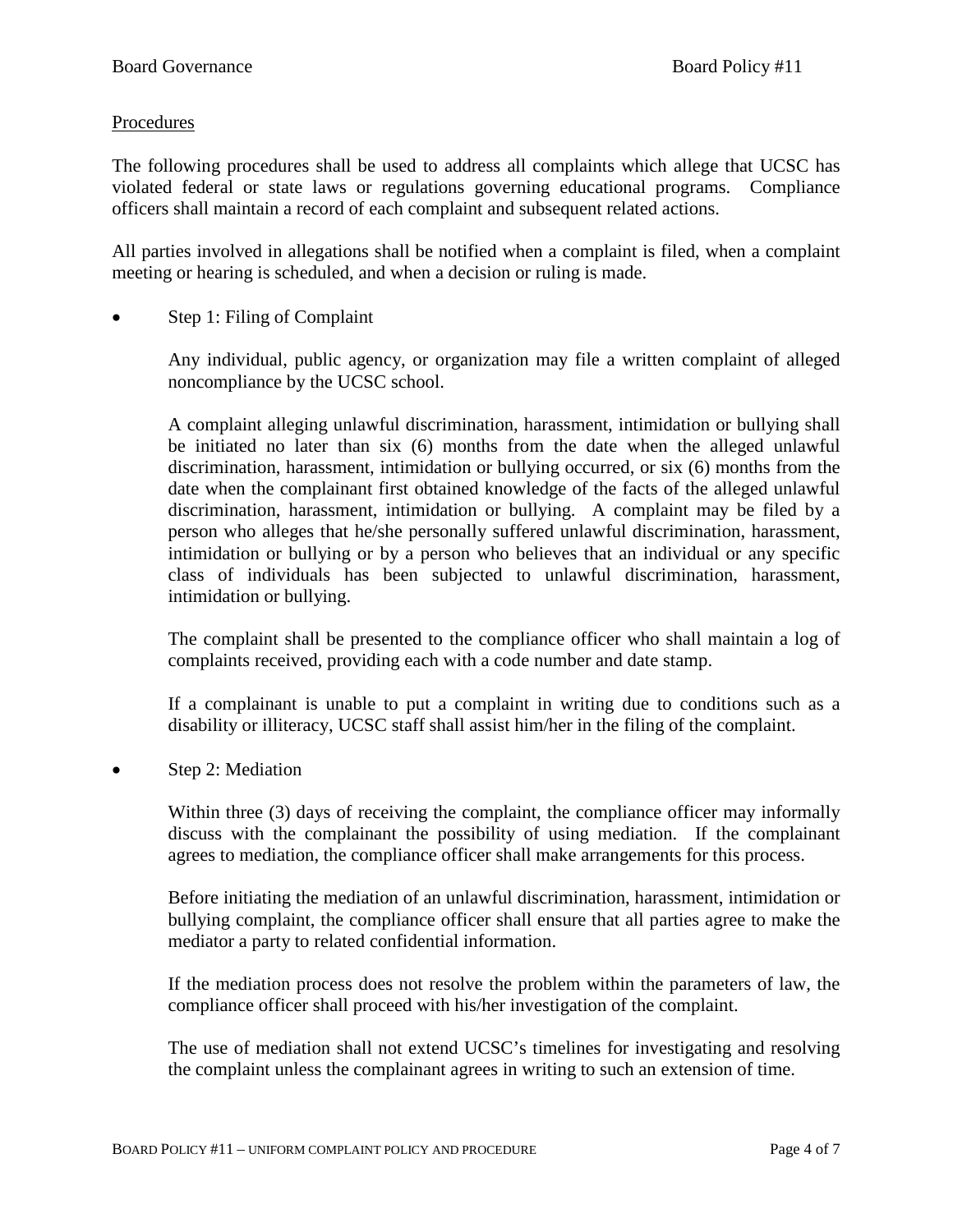Procedures

The following procedures shall be used to address all complaints which allege that UCSC has violated federal or state laws or regulations governing educational programs. Compliance officers shall maintain a record of each complaint and subsequent related actions.

All parties involved in allegations shall be notified when a complaint is filed, when a complaint meeting or hearing is scheduled, and when a decision or ruling is made.

- Step 1: Filing of Complaint

  Any individual, public agency, or organization may file a written complaint of alleged noncompliance by the UCSC school.

  A complaint alleging unlawful discrimination, harassment, intimidation or bullying shall be initiated no later than six (6) months from the date when the alleged unlawful discrimination, harassment, intimidation or bullying occurred, or six (6) months from the date when the complainant first obtained knowledge of the facts of the alleged unlawful discrimination, harassment, intimidation or bullying. A complaint may be filed by a person who alleges that he/she personally suffered unlawful discrimination, harassment, intimidation or bullying or by a person who believes that an individual or any specific class of individuals has been subjected to unlawful discrimination, harassment, intimidation or bullying.

  The complaint shall be presented to the compliance officer who shall maintain a log of complaints received, providing each with a code number and date stamp.

  If a complainant is unable to put a complaint in writing due to conditions such as a disability or illiteracy, UCSC staff shall assist him/her in the filing of the complaint.

- Step 2: Mediation

  Within three (3) days of receiving the complaint, the compliance officer may informally discuss with the complainant the possibility of using mediation. If the complainant agrees to mediation, the compliance officer shall make arrangements for this process.

  Before initiating the mediation of an unlawful discrimination, harassment, intimidation or bullying complaint, the compliance officer shall ensure that all parties agree to make the mediator a party to related confidential information.

  If the mediation process does not resolve the problem within the parameters of law, the compliance officer shall proceed with his/her investigation of the complaint.

  The use of mediation shall not extend UCSC's timelines for investigating and resolving the complaint unless the complainant agrees in writing to such an extension of time.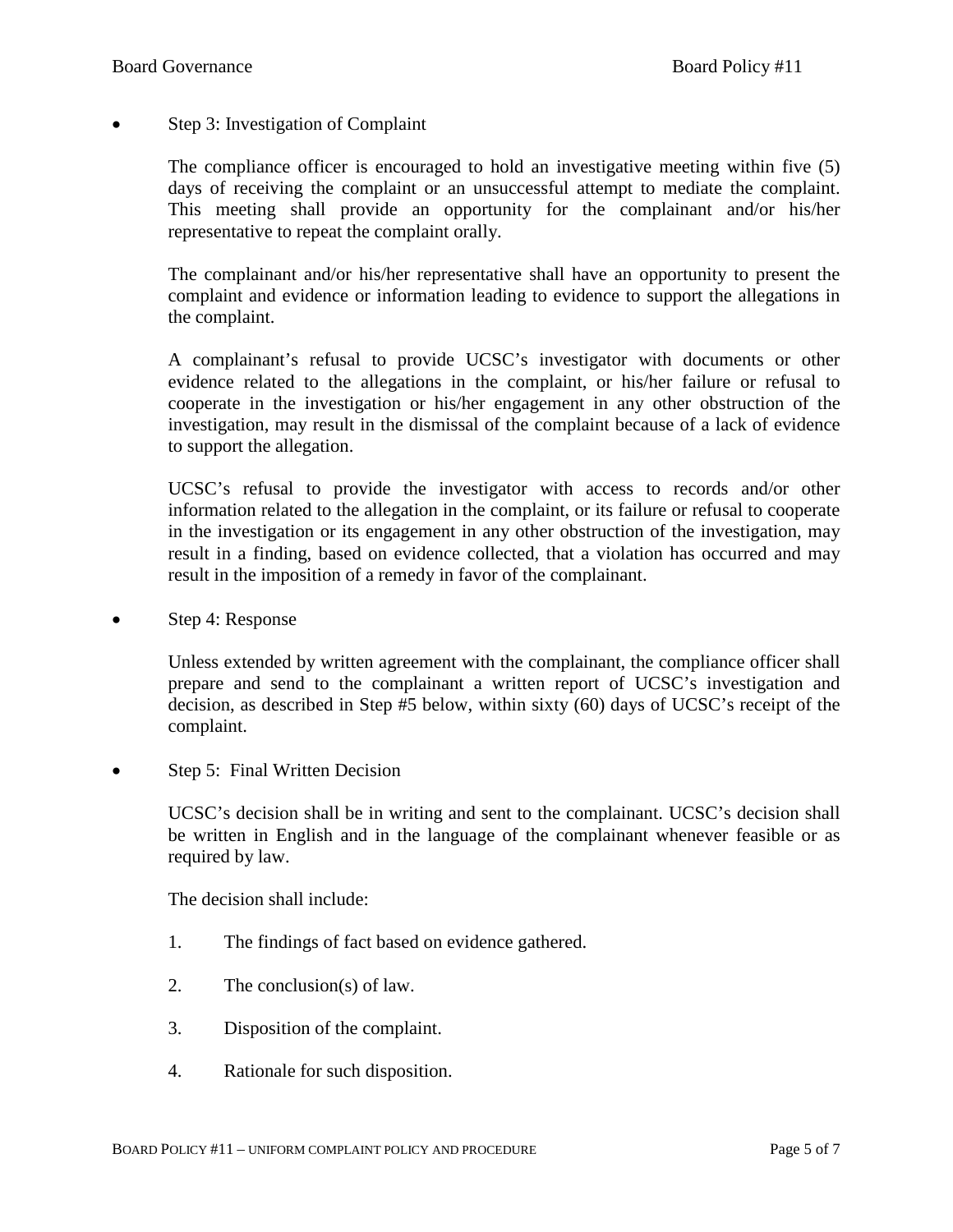- Step 3: Investigation of Complaint

  The compliance officer is encouraged to hold an investigative meeting within five (5) days of receiving the complaint or an unsuccessful attempt to mediate the complaint. This meeting shall provide an opportunity for the complainant and/or his/her representative to repeat the complaint orally.

  The complainant and/or his/her representative shall have an opportunity to present the complaint and evidence or information leading to evidence to support the allegations in the complaint.

  A complainant's refusal to provide UCSC's investigator with documents or other evidence related to the allegations in the complaint, or his/her failure or refusal to cooperate in the investigation or his/her engagement in any other obstruction of the investigation, may result in the dismissal of the complaint because of a lack of evidence to support the allegation.

  UCSC's refusal to provide the investigator with access to records and/or other information related to the allegation in the complaint, or its failure or refusal to cooperate in the investigation or its engagement in any other obstruction of the investigation, may result in a finding, based on evidence collected, that a violation has occurred and may result in the imposition of a remedy in favor of the complainant.

- Step 4: Response

  Unless extended by written agreement with the complainant, the compliance officer shall prepare and send to the complainant a written report of UCSC's investigation and decision, as described in Step #5 below, within sixty (60) days of UCSC's receipt of the complaint.

- Step 5: Final Written Decision

  UCSC's decision shall be in writing and sent to the complainant. UCSC's decision shall be written in English and in the language of the complainant whenever feasible or as required by law.

  The decision shall include:

  1. The findings of fact based on evidence gathered.
  2. The conclusion(s) of law.
  3. Disposition of the complaint.
  4. Rationale for such disposition.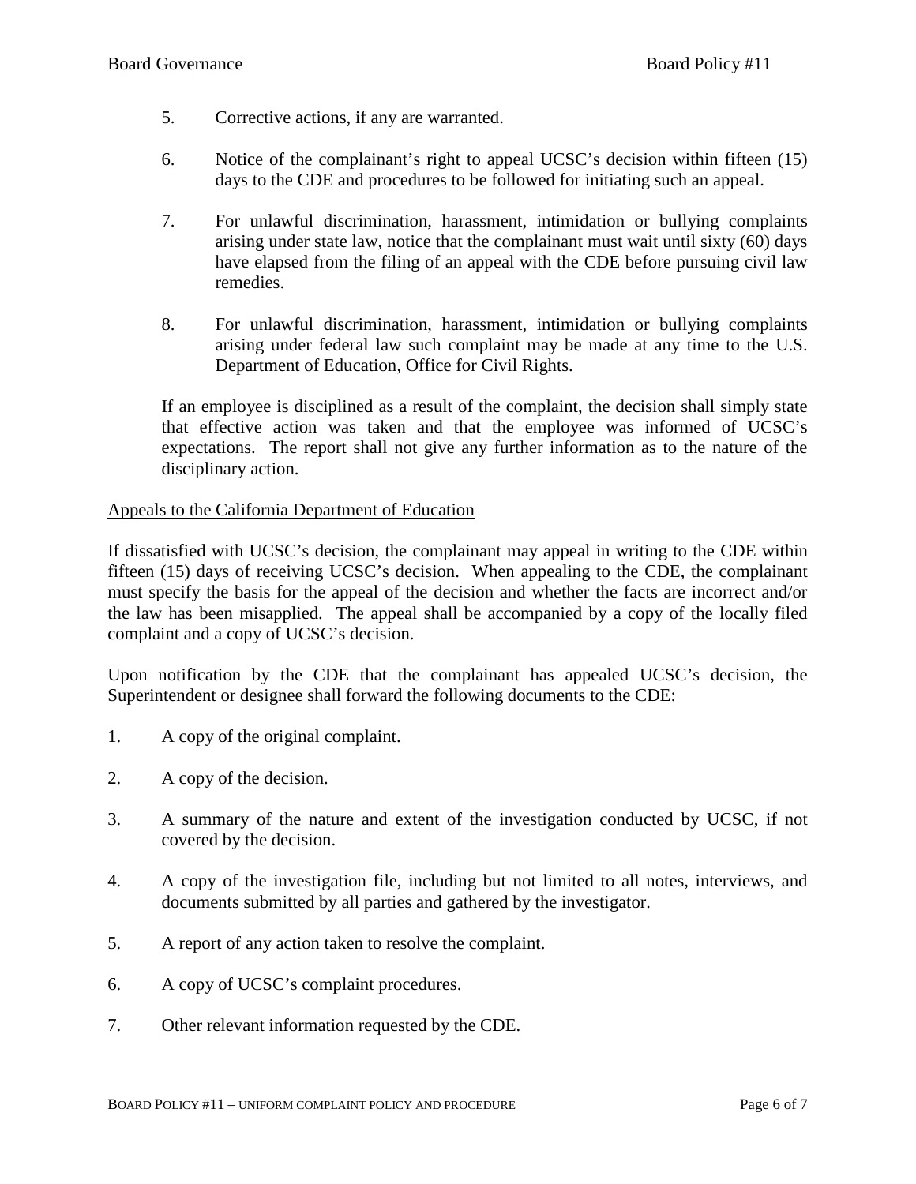5. Corrective actions, if any are warranted.

6. Notice of the complainant's right to appeal UCSC's decision within fifteen (15) days to the CDE and procedures to be followed for initiating such an appeal.

7. For unlawful discrimination, harassment, intimidation or bullying complaints arising under state law, notice that the complainant must wait until sixty (60) days have elapsed from the filing of an appeal with the CDE before pursuing civil law remedies.

8. For unlawful discrimination, harassment, intimidation or bullying complaints arising under federal law such complaint may be made at any time to the U.S. Department of Education, Office for Civil Rights.

If an employee is disciplined as a result of the complaint, the decision shall simply state that effective action was taken and that the employee was informed of UCSC's expectations. The report shall not give any further information as to the nature of the disciplinary action.

Appeals to the California Department of Education

If dissatisfied with UCSC's decision, the complainant may appeal in writing to the CDE within fifteen (15) days of receiving UCSC's decision. When appealing to the CDE, the complainant must specify the basis for the appeal of the decision and whether the facts are incorrect and/or the law has been misapplied. The appeal shall be accompanied by a copy of the locally filed complaint and a copy of UCSC's decision.

Upon notification by the CDE that the complainant has appealed UCSC's decision, the Superintendent or designee shall forward the following documents to the CDE:

1. A copy of the original complaint.

2. A copy of the decision.

3. A summary of the nature and extent of the investigation conducted by UCSC, if not covered by the decision.

4. A copy of the investigation file, including but not limited to all notes, interviews, and documents submitted by all parties and gathered by the investigator.

5. A report of any action taken to resolve the complaint.

6. A copy of UCSC's complaint procedures.

7. Other relevant information requested by the CDE.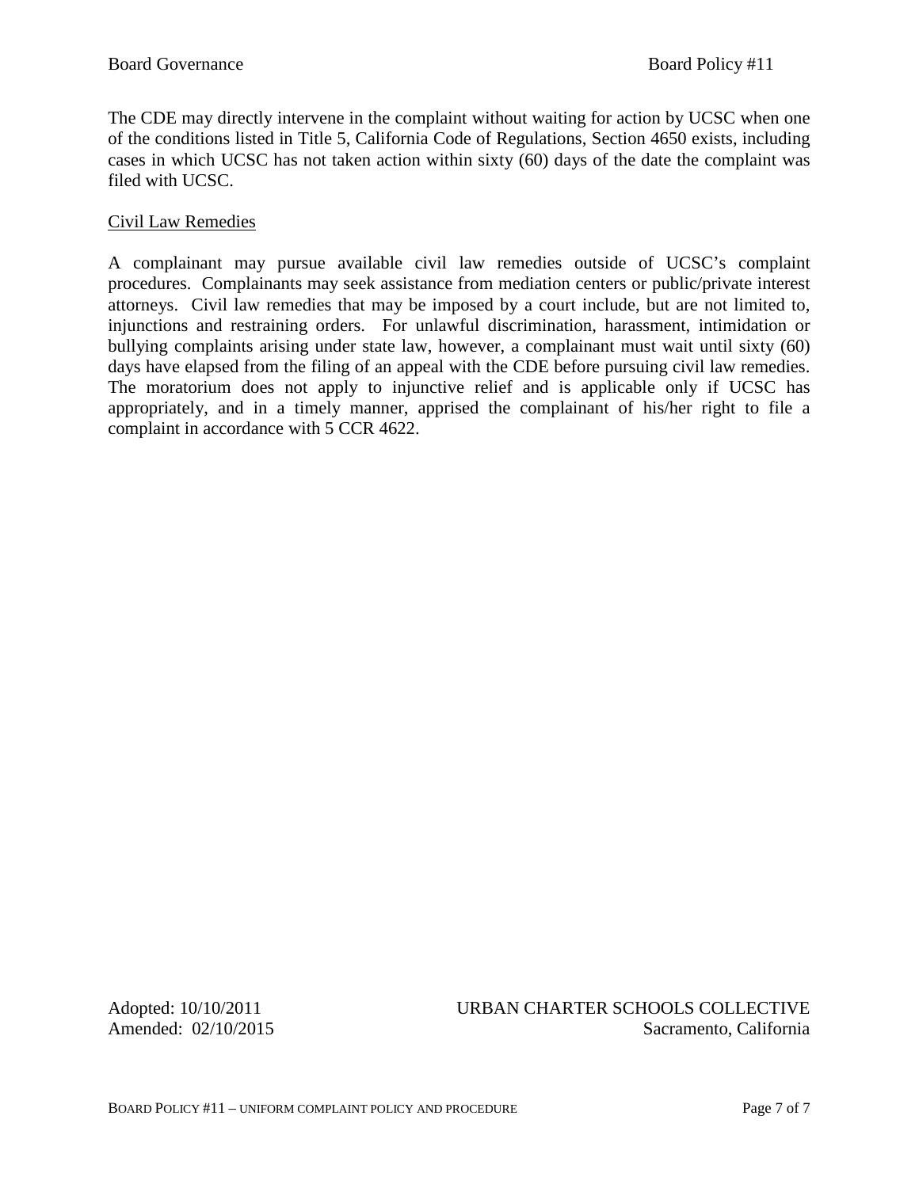The CDE may directly intervene in the complaint without waiting for action by UCSC when one of the conditions listed in Title 5, California Code of Regulations, Section 4650 exists, including cases in which UCSC has not taken action within sixty (60) days of the date the complaint was filed with UCSC.

## Civil Law Remedies

A complainant may pursue available civil law remedies outside of UCSC's complaint procedures. Complainants may seek assistance from mediation centers or public/private interest attorneys. Civil law remedies that may be imposed by a court include, but are not limited to, injunctions and restraining orders. For unlawful discrimination, harassment, intimidation or bullying complaints arising under state law, however, a complainant must wait until sixty (60) days have elapsed from the filing of an appeal with the CDE before pursuing civil law remedies. The moratorium does not apply to injunctive relief and is applicable only if UCSC has appropriately, and in a timely manner, apprised the complainant of his/her right to file a complaint in accordance with 5 CCR 4622.

Adopted: 10/10/2011
Amended: 02/10/2015

URBAN CHARTER SCHOOLS COLLECTIVE
Sacramento, California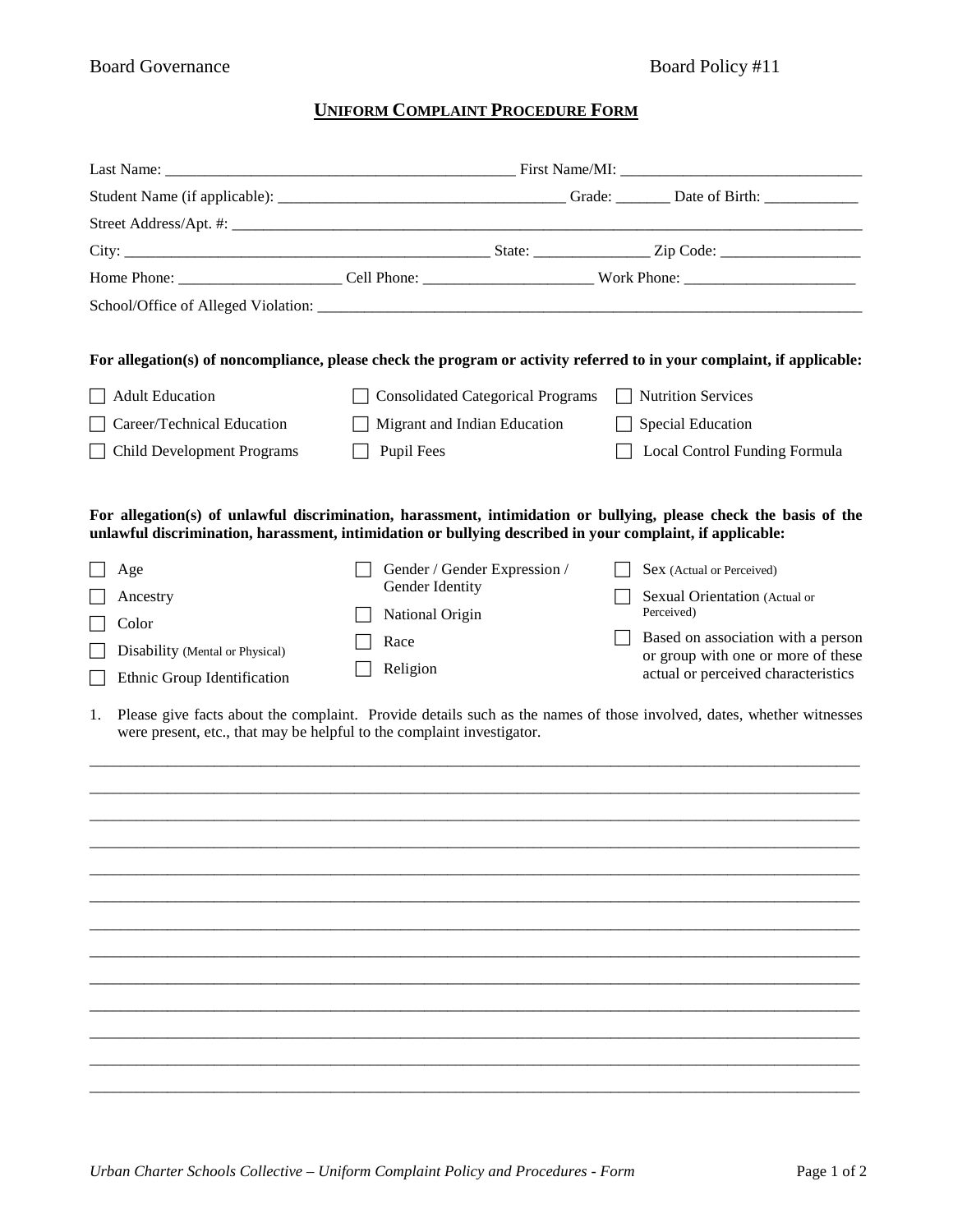Board Governance Board Policy #11

# UNIFORM COMPLAINT PROCEDURE FORM

Last Name: _____________________________________________ First Name/MI: ______________________________

Student Name (if applicable): ____________________________________ Grade: _______ Date of Birth: ____________

Street Address/Apt. #: ___________________________________________________________________________

City: _______________________________________________ State: _______________ Zip Code: __________________

Home Phone: _____________________ Cell Phone: _____________________ Work Phone: _____________________

School/Office of Alleged Violation: ________________________________________________________________

**For allegation(s) of noncompliance, please check the program or activity referred to in your complaint, if applicable:**

- ☐ Adult Education
- ☐ Career/Technical Education
- ☐ Child Development Programs
- ☐ Consolidated Categorical Programs
- ☐ Migrant and Indian Education
- ☐ Pupil Fees
- ☐ Nutrition Services
- ☐ Special Education
- ☐ Local Control Funding Formula

**For allegation(s) of unlawful discrimination, harassment, intimidation or bullying, please check the basis of the unlawful discrimination, harassment, intimidation or bullying described in your complaint, if applicable:**

- ☐ Age
- ☐ Ancestry
- ☐ Color
- ☐ Disability (Mental or Physical)
- ☐ Ethnic Group Identification
- ☐ Gender / Gender Expression / Gender Identity
- ☐ National Origin
- ☐ Race
- ☐ Religion
- ☐ Sex (Actual or Perceived)
- ☐ Sexual Orientation (Actual or Perceived)
- ☐ Based on association with a person or group with one or more of these actual or perceived characteristics

1. Please give facts about the complaint. Provide details such as the names of those involved, dates, whether witnesses were present, etc., that may be helpful to the complaint investigator.

_____________________________________________________________________________________________

_____________________________________________________________________________________________

_____________________________________________________________________________________________

_____________________________________________________________________________________________

_____________________________________________________________________________________________

_____________________________________________________________________________________________

_____________________________________________________________________________________________

_____________________________________________________________________________________________

_____________________________________________________________________________________________

_____________________________________________________________________________________________

_____________________________________________________________________________________________

_____________________________________________________________________________________________

_____________________________________________________________________________________________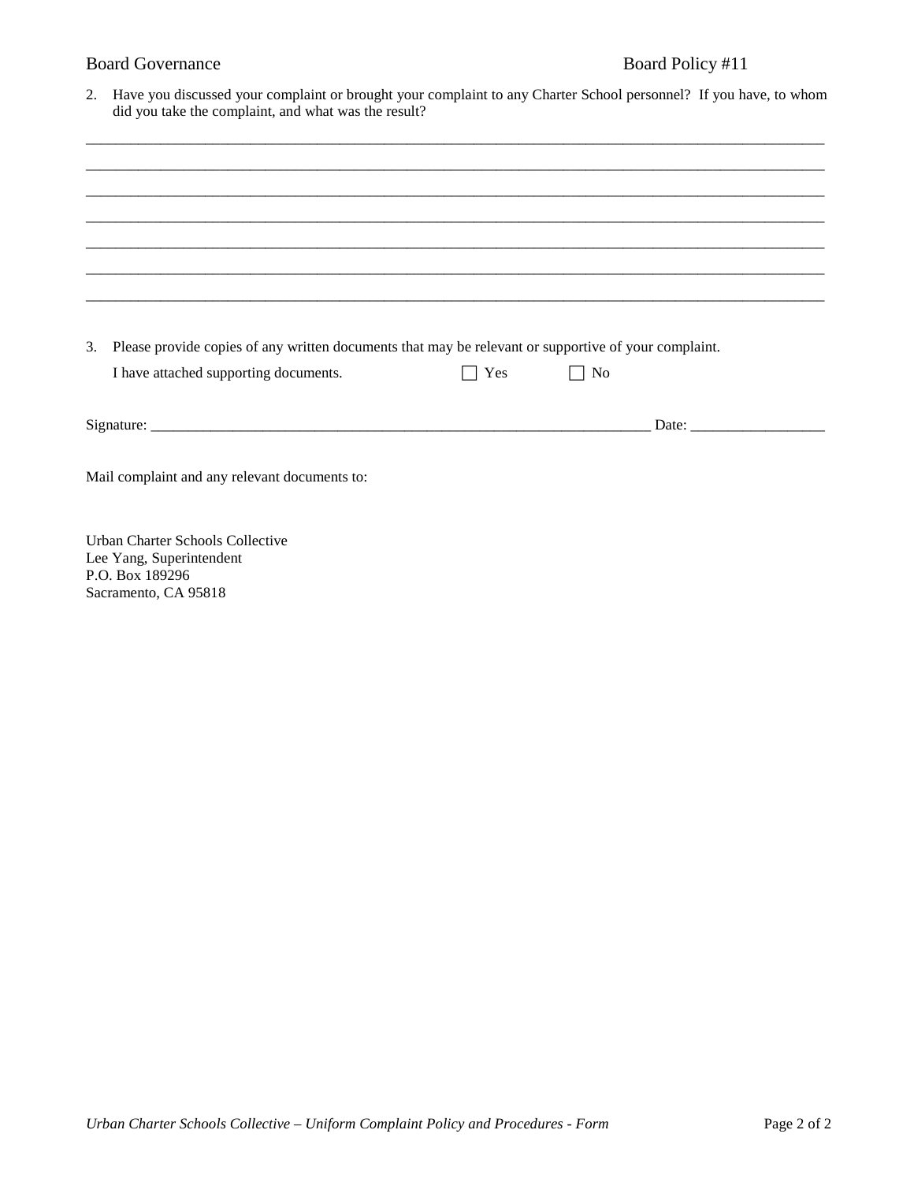2. Have you discussed your complaint or brought your complaint to any Charter School personnel? If you have, to whom did you take the complaint, and what was the result?

_______________________________________________________________________________________________

_______________________________________________________________________________________________

_______________________________________________________________________________________________

_______________________________________________________________________________________________

_______________________________________________________________________________________________

_______________________________________________________________________________________________

_______________________________________________________________________________________________

3. Please provide copies of any written documents that may be relevant or supportive of your complaint.

   I have attached supporting documents. ☐ Yes ☐ No

Signature: _______________________________________________________________________ Date: __________________

Mail complaint and any relevant documents to:

Urban Charter Schools Collective
Lee Yang, Superintendent
P.O. Box 189296
Sacramento, CA 95818